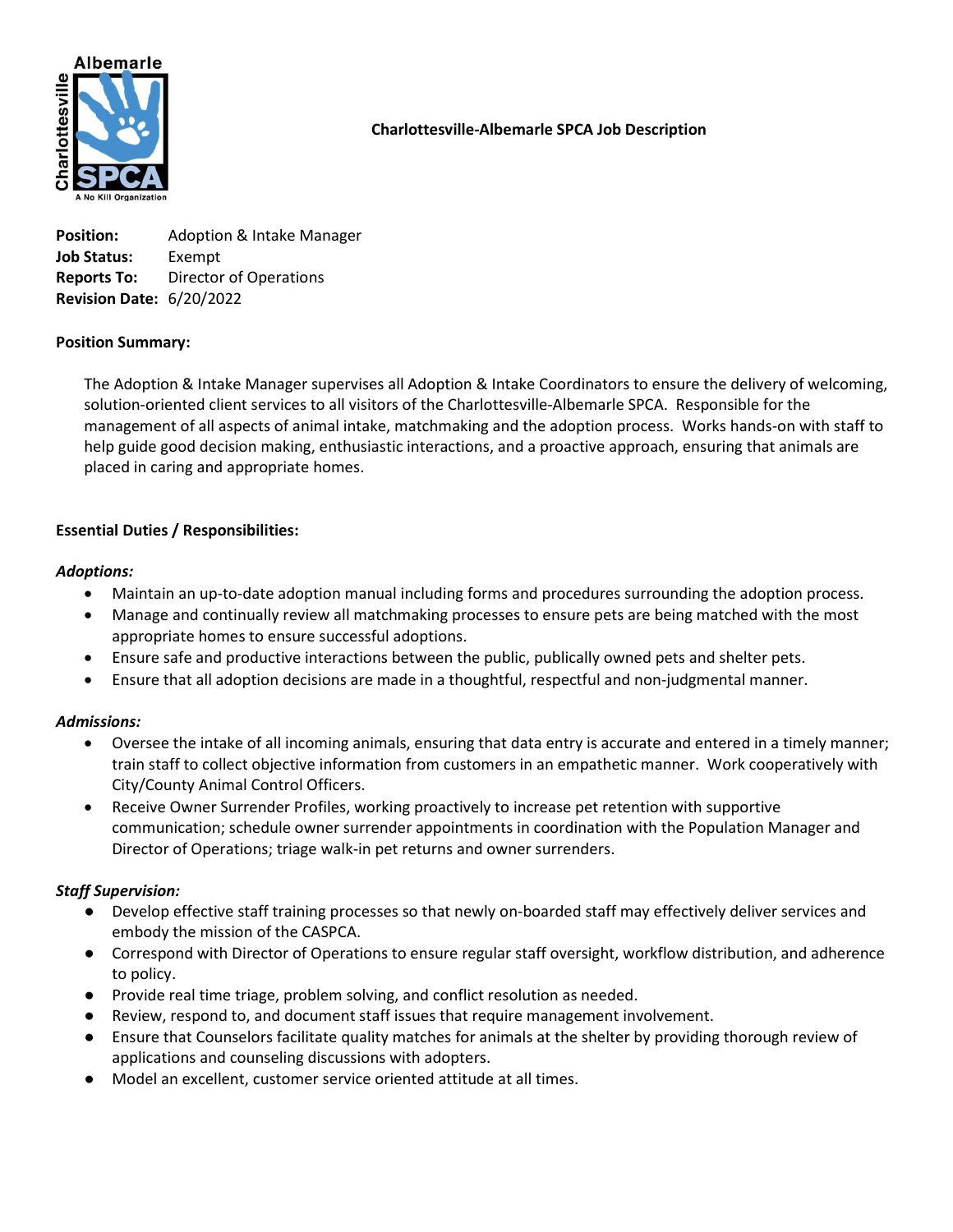# Charlottesville-Albemarle SPCA Job Description

**Position:** Adoption & Intake Manager
**Job Status:** Exempt
**Reports To:** Director of Operations
**Revision Date:** 6/20/2022

**Position Summary:**

The Adoption & Intake Manager supervises all Adoption & Intake Coordinators to ensure the delivery of welcoming, solution-oriented client services to all visitors of the Charlottesville-Albemarle SPCA. Responsible for the management of all aspects of animal intake, matchmaking and the adoption process. Works hands-on with staff to help guide good decision making, enthusiastic interactions, and a proactive approach, ensuring that animals are placed in caring and appropriate homes.

**Essential Duties / Responsibilities:**

***Adoptions:***

- Maintain an up-to-date adoption manual including forms and procedures surrounding the adoption process.
- Manage and continually review all matchmaking processes to ensure pets are being matched with the most appropriate homes to ensure successful adoptions.
- Ensure safe and productive interactions between the public, publically owned pets and shelter pets.
- Ensure that all adoption decisions are made in a thoughtful, respectful and non-judgmental manner.

***Admissions:***

- Oversee the intake of all incoming animals, ensuring that data entry is accurate and entered in a timely manner; train staff to collect objective information from customers in an empathetic manner. Work cooperatively with City/County Animal Control Officers.
- Receive Owner Surrender Profiles, working proactively to increase pet retention with supportive communication; schedule owner surrender appointments in coordination with the Population Manager and Director of Operations; triage walk-in pet returns and owner surrenders.

***Staff Supervision:***

- Develop effective staff training processes so that newly on-boarded staff may effectively deliver services and embody the mission of the CASPCA.
- Correspond with Director of Operations to ensure regular staff oversight, workflow distribution, and adherence to policy.
- Provide real time triage, problem solving, and conflict resolution as needed.
- Review, respond to, and document staff issues that require management involvement.
- Ensure that Counselors facilitate quality matches for animals at the shelter by providing thorough review of applications and counseling discussions with adopters.
- Model an excellent, customer service oriented attitude at all times.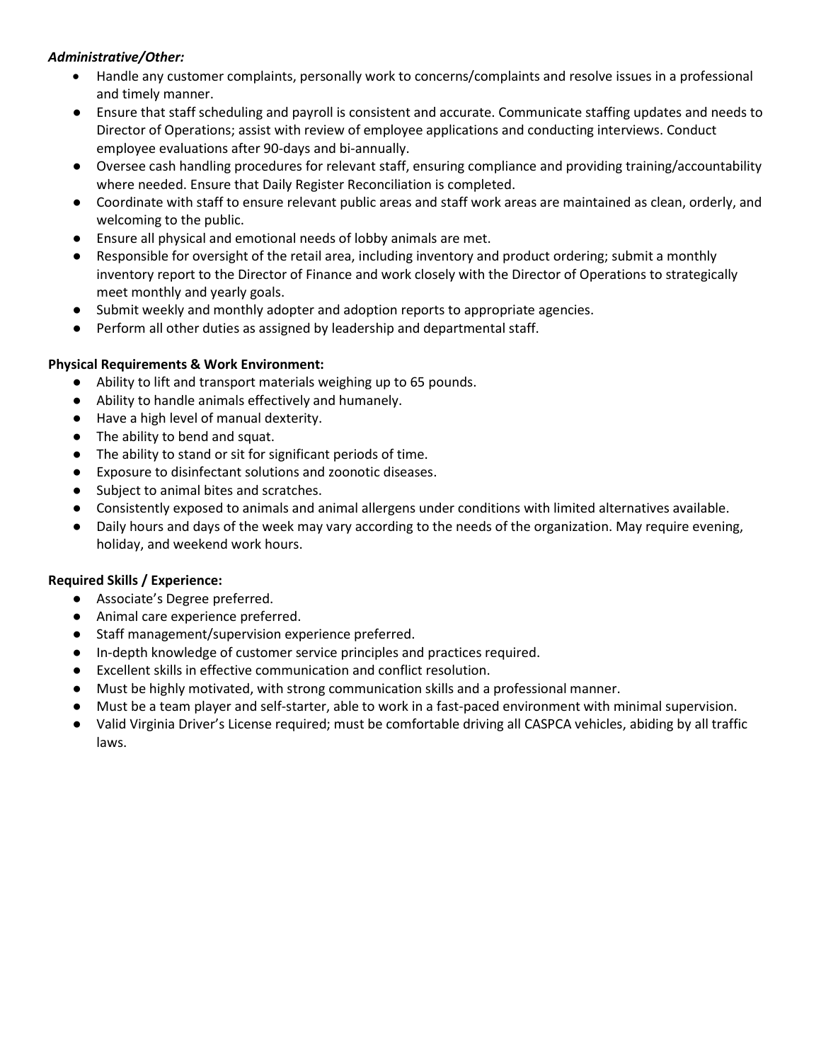***Administrative/Other:***

- Handle any customer complaints, personally work to concerns/complaints and resolve issues in a professional and timely manner.
- Ensure that staff scheduling and payroll is consistent and accurate. Communicate staffing updates and needs to Director of Operations; assist with review of employee applications and conducting interviews. Conduct employee evaluations after 90-days and bi-annually.
- Oversee cash handling procedures for relevant staff, ensuring compliance and providing training/accountability where needed. Ensure that Daily Register Reconciliation is completed.
- Coordinate with staff to ensure relevant public areas and staff work areas are maintained as clean, orderly, and welcoming to the public.
- Ensure all physical and emotional needs of lobby animals are met.
- Responsible for oversight of the retail area, including inventory and product ordering; submit a monthly inventory report to the Director of Finance and work closely with the Director of Operations to strategically meet monthly and yearly goals.
- Submit weekly and monthly adopter and adoption reports to appropriate agencies.
- Perform all other duties as assigned by leadership and departmental staff.

**Physical Requirements & Work Environment:**

- Ability to lift and transport materials weighing up to 65 pounds.
- Ability to handle animals effectively and humanely.
- Have a high level of manual dexterity.
- The ability to bend and squat.
- The ability to stand or sit for significant periods of time.
- Exposure to disinfectant solutions and zoonotic diseases.
- Subject to animal bites and scratches.
- Consistently exposed to animals and animal allergens under conditions with limited alternatives available.
- Daily hours and days of the week may vary according to the needs of the organization. May require evening, holiday, and weekend work hours.

**Required Skills / Experience:**

- Associate's Degree preferred.
- Animal care experience preferred.
- Staff management/supervision experience preferred.
- In-depth knowledge of customer service principles and practices required.
- Excellent skills in effective communication and conflict resolution.
- Must be highly motivated, with strong communication skills and a professional manner.
- Must be a team player and self-starter, able to work in a fast-paced environment with minimal supervision.
- Valid Virginia Driver's License required; must be comfortable driving all CASPCA vehicles, abiding by all traffic laws.